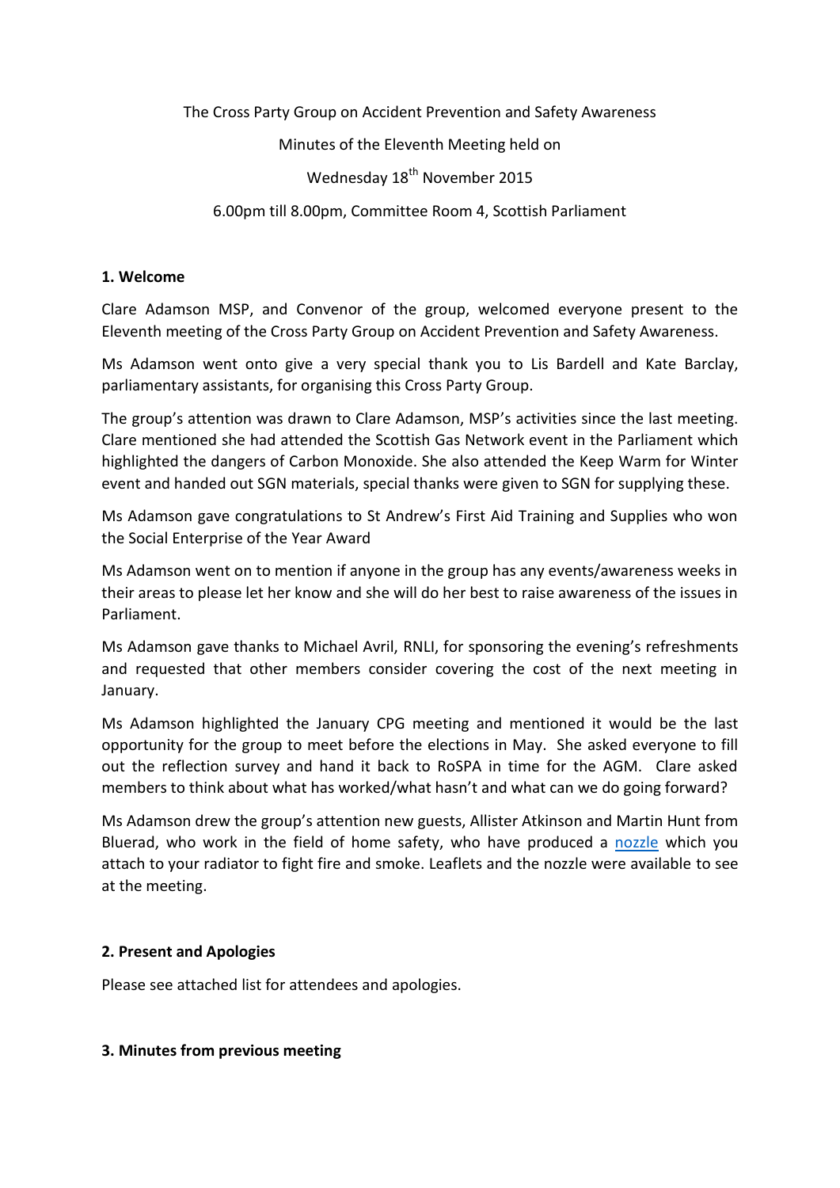The Cross Party Group on Accident Prevention and Safety Awareness

Minutes of the Eleventh Meeting held on

Wednesday 18th November 2015

6.00pm till 8.00pm, Committee Room 4, Scottish Parliament

**1. Welcome**

Clare Adamson MSP, and Convenor of the group, welcomed everyone present to the Eleventh meeting of the Cross Party Group on Accident Prevention and Safety Awareness.

Ms Adamson went onto give a very special thank you to Lis Bardell and Kate Barclay, parliamentary assistants, for organising this Cross Party Group.

The group's attention was drawn to Clare Adamson, MSP's activities since the last meeting. Clare mentioned she had attended the Scottish Gas Network event in the Parliament which highlighted the dangers of Carbon Monoxide. She also attended the Keep Warm for Winter event and handed out SGN materials, special thanks were given to SGN for supplying these.

Ms Adamson gave congratulations to St Andrew's First Aid Training and Supplies who won the Social Enterprise of the Year Award

Ms Adamson went on to mention if anyone in the group has any events/awareness weeks in their areas to please let her know and she will do her best to raise awareness of the issues in Parliament.

Ms Adamson gave thanks to Michael Avril, RNLI, for sponsoring the evening's refreshments and requested that other members consider covering the cost of the next meeting in January.

Ms Adamson highlighted the January CPG meeting and mentioned it would be the last opportunity for the group to meet before the elections in May. She asked everyone to fill out the reflection survey and hand it back to RoSPA in time for the AGM. Clare asked members to think about what has worked/what hasn't and what can we do going forward?

Ms Adamson drew the group's attention new guests, Allister Atkinson and Martin Hunt from Bluerad, who work in the field of home safety, who have produced a nozzle which you attach to your radiator to fight fire and smoke. Leaflets and the nozzle were available to see at the meeting.

**2. Present and Apologies**

Please see attached list for attendees and apologies.

**3. Minutes from previous meeting**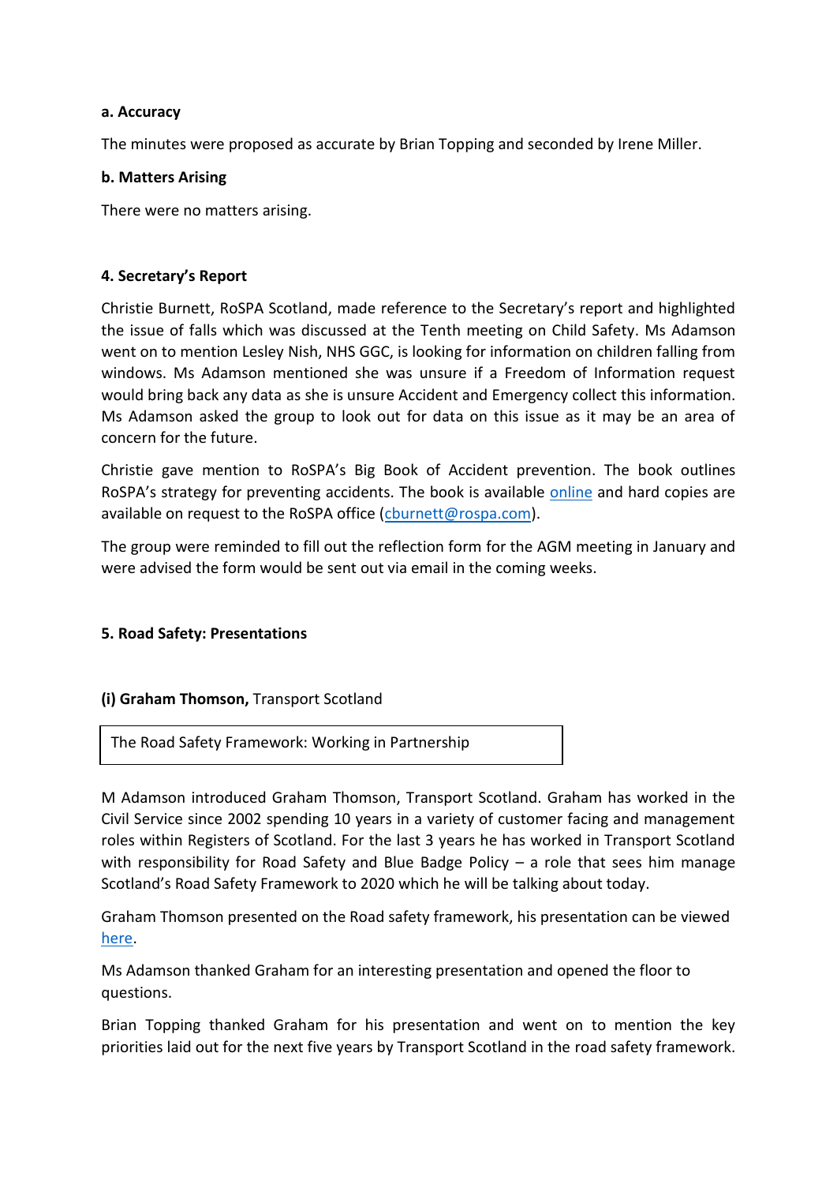**a. Accuracy**

The minutes were proposed as accurate by Brian Topping and seconded by Irene Miller.

**b. Matters Arising**

There were no matters arising.

**4. Secretary's Report**

Christie Burnett, RoSPA Scotland, made reference to the Secretary's report and highlighted the issue of falls which was discussed at the Tenth meeting on Child Safety. Ms Adamson went on to mention Lesley Nish, NHS GGC, is looking for information on children falling from windows. Ms Adamson mentioned she was unsure if a Freedom of Information request would bring back any data as she is unsure Accident and Emergency collect this information. Ms Adamson asked the group to look out for data on this issue as it may be an area of concern for the future.

Christie gave mention to RoSPA's Big Book of Accident prevention. The book outlines RoSPA's strategy for preventing accidents. The book is available online and hard copies are available on request to the RoSPA office (cburnett@rospa.com).

The group were reminded to fill out the reflection form for the AGM meeting in January and were advised the form would be sent out via email in the coming weeks.

**5. Road Safety: Presentations**

**(i) Graham Thomson,** Transport Scotland

| The Road Safety Framework: Working in Partnership |
|---|

M Adamson introduced Graham Thomson, Transport Scotland. Graham has worked in the Civil Service since 2002 spending 10 years in a variety of customer facing and management roles within Registers of Scotland. For the last 3 years he has worked in Transport Scotland with responsibility for Road Safety and Blue Badge Policy – a role that sees him manage Scotland's Road Safety Framework to 2020 which he will be talking about today.

Graham Thomson presented on the Road safety framework, his presentation can be viewed here.

Ms Adamson thanked Graham for an interesting presentation and opened the floor to questions.

Brian Topping thanked Graham for his presentation and went on to mention the key priorities laid out for the next five years by Transport Scotland in the road safety framework.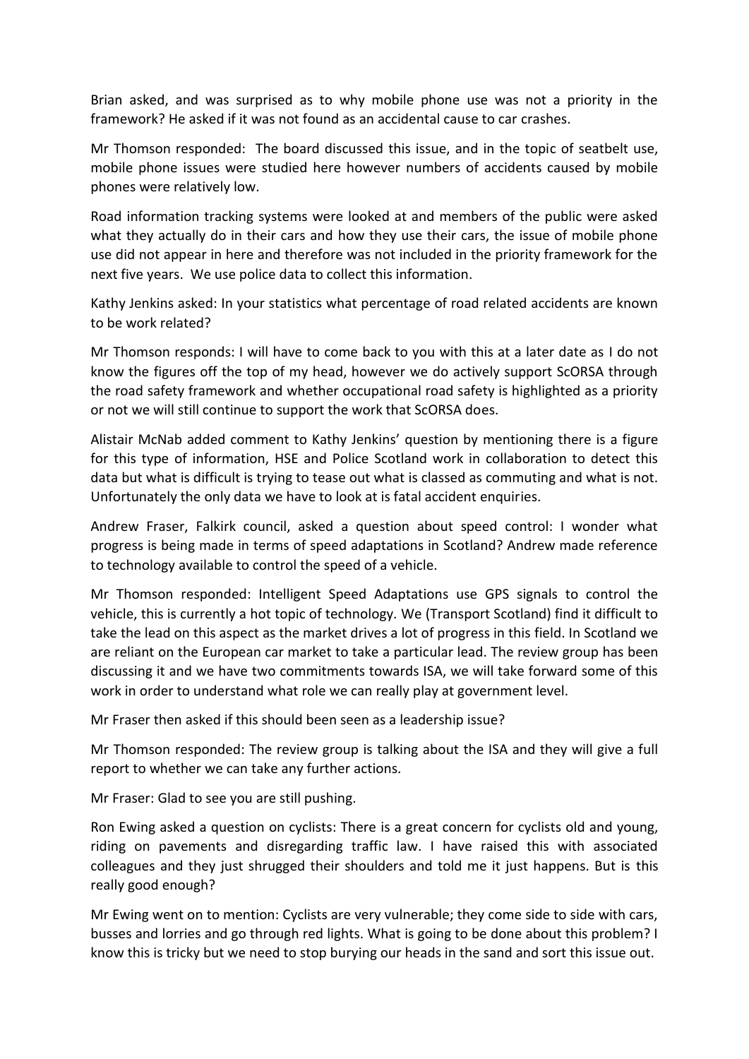Brian asked, and was surprised as to why mobile phone use was not a priority in the framework? He asked if it was not found as an accidental cause to car crashes.

Mr Thomson responded: The board discussed this issue, and in the topic of seatbelt use, mobile phone issues were studied here however numbers of accidents caused by mobile phones were relatively low.

Road information tracking systems were looked at and members of the public were asked what they actually do in their cars and how they use their cars, the issue of mobile phone use did not appear in here and therefore was not included in the priority framework for the next five years. We use police data to collect this information.

Kathy Jenkins asked: In your statistics what percentage of road related accidents are known to be work related?

Mr Thomson responds: I will have to come back to you with this at a later date as I do not know the figures off the top of my head, however we do actively support ScORSA through the road safety framework and whether occupational road safety is highlighted as a priority or not we will still continue to support the work that ScORSA does.

Alistair McNab added comment to Kathy Jenkins' question by mentioning there is a figure for this type of information, HSE and Police Scotland work in collaboration to detect this data but what is difficult is trying to tease out what is classed as commuting and what is not. Unfortunately the only data we have to look at is fatal accident enquiries.

Andrew Fraser, Falkirk council, asked a question about speed control: I wonder what progress is being made in terms of speed adaptations in Scotland? Andrew made reference to technology available to control the speed of a vehicle.

Mr Thomson responded: Intelligent Speed Adaptations use GPS signals to control the vehicle, this is currently a hot topic of technology. We (Transport Scotland) find it difficult to take the lead on this aspect as the market drives a lot of progress in this field. In Scotland we are reliant on the European car market to take a particular lead. The review group has been discussing it and we have two commitments towards ISA, we will take forward some of this work in order to understand what role we can really play at government level.

Mr Fraser then asked if this should been seen as a leadership issue?

Mr Thomson responded: The review group is talking about the ISA and they will give a full report to whether we can take any further actions.

Mr Fraser: Glad to see you are still pushing.

Ron Ewing asked a question on cyclists: There is a great concern for cyclists old and young, riding on pavements and disregarding traffic law. I have raised this with associated colleagues and they just shrugged their shoulders and told me it just happens. But is this really good enough?

Mr Ewing went on to mention: Cyclists are very vulnerable; they come side to side with cars, busses and lorries and go through red lights. What is going to be done about this problem? I know this is tricky but we need to stop burying our heads in the sand and sort this issue out.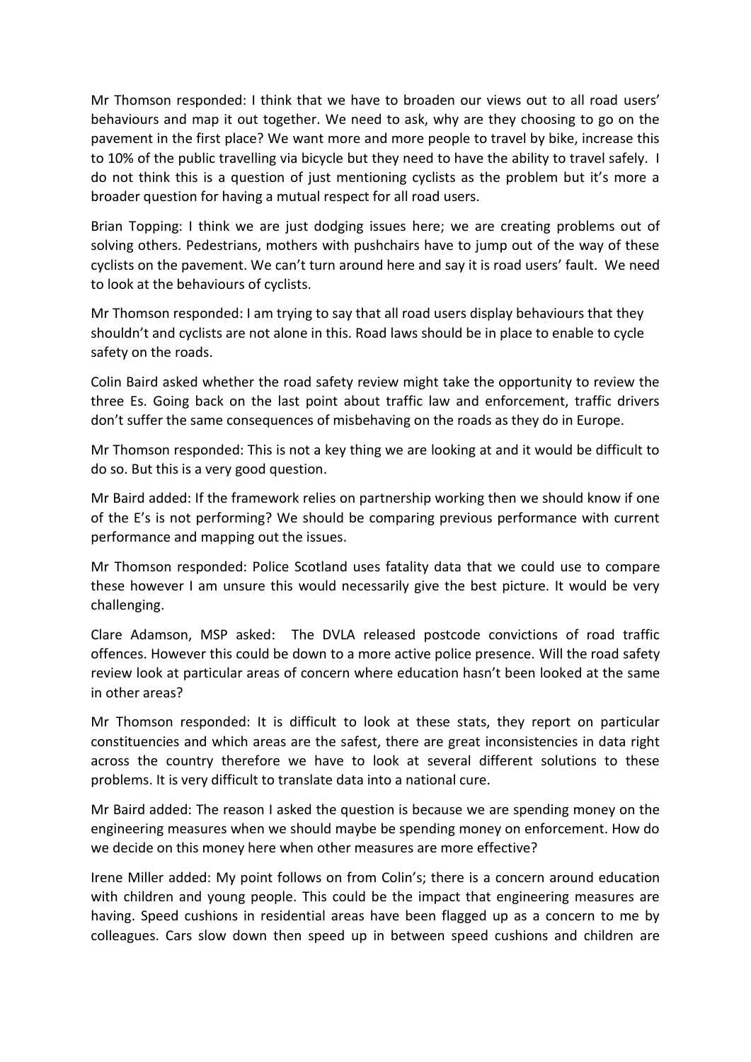Mr Thomson responded: I think that we have to broaden our views out to all road users' behaviours and map it out together. We need to ask, why are they choosing to go on the pavement in the first place? We want more and more people to travel by bike, increase this to 10% of the public travelling via bicycle but they need to have the ability to travel safely. I do not think this is a question of just mentioning cyclists as the problem but it's more a broader question for having a mutual respect for all road users.

Brian Topping: I think we are just dodging issues here; we are creating problems out of solving others. Pedestrians, mothers with pushchairs have to jump out of the way of these cyclists on the pavement. We can't turn around here and say it is road users' fault. We need to look at the behaviours of cyclists.

Mr Thomson responded: I am trying to say that all road users display behaviours that they shouldn't and cyclists are not alone in this. Road laws should be in place to enable to cycle safety on the roads.

Colin Baird asked whether the road safety review might take the opportunity to review the three Es. Going back on the last point about traffic law and enforcement, traffic drivers don't suffer the same consequences of misbehaving on the roads as they do in Europe.

Mr Thomson responded: This is not a key thing we are looking at and it would be difficult to do so. But this is a very good question.

Mr Baird added: If the framework relies on partnership working then we should know if one of the E's is not performing? We should be comparing previous performance with current performance and mapping out the issues.

Mr Thomson responded: Police Scotland uses fatality data that we could use to compare these however I am unsure this would necessarily give the best picture. It would be very challenging.

Clare Adamson, MSP asked: The DVLA released postcode convictions of road traffic offences. However this could be down to a more active police presence. Will the road safety review look at particular areas of concern where education hasn't been looked at the same in other areas?

Mr Thomson responded: It is difficult to look at these stats, they report on particular constituencies and which areas are the safest, there are great inconsistencies in data right across the country therefore we have to look at several different solutions to these problems. It is very difficult to translate data into a national cure.

Mr Baird added: The reason I asked the question is because we are spending money on the engineering measures when we should maybe be spending money on enforcement. How do we decide on this money here when other measures are more effective?

Irene Miller added: My point follows on from Colin's; there is a concern around education with children and young people. This could be the impact that engineering measures are having. Speed cushions in residential areas have been flagged up as a concern to me by colleagues. Cars slow down then speed up in between speed cushions and children are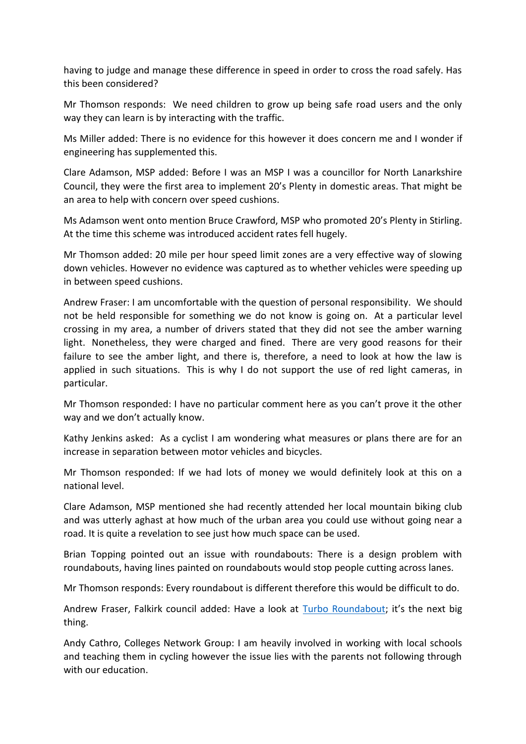having to judge and manage these difference in speed in order to cross the road safely. Has this been considered?

Mr Thomson responds: We need children to grow up being safe road users and the only way they can learn is by interacting with the traffic.

Ms Miller added: There is no evidence for this however it does concern me and I wonder if engineering has supplemented this.

Clare Adamson, MSP added: Before I was an MSP I was a councillor for North Lanarkshire Council, they were the first area to implement 20's Plenty in domestic areas. That might be an area to help with concern over speed cushions.

Ms Adamson went onto mention Bruce Crawford, MSP who promoted 20's Plenty in Stirling. At the time this scheme was introduced accident rates fell hugely.

Mr Thomson added: 20 mile per hour speed limit zones are a very effective way of slowing down vehicles. However no evidence was captured as to whether vehicles were speeding up in between speed cushions.

Andrew Fraser: I am uncomfortable with the question of personal responsibility. We should not be held responsible for something we do not know is going on. At a particular level crossing in my area, a number of drivers stated that they did not see the amber warning light. Nonetheless, they were charged and fined. There are very good reasons for their failure to see the amber light, and there is, therefore, a need to look at how the law is applied in such situations. This is why I do not support the use of red light cameras, in particular.

Mr Thomson responded: I have no particular comment here as you can't prove it the other way and we don't actually know.

Kathy Jenkins asked: As a cyclist I am wondering what measures or plans there are for an increase in separation between motor vehicles and bicycles.

Mr Thomson responded: If we had lots of money we would definitely look at this on a national level.

Clare Adamson, MSP mentioned she had recently attended her local mountain biking club and was utterly aghast at how much of the urban area you could use without going near a road. It is quite a revelation to see just how much space can be used.

Brian Topping pointed out an issue with roundabouts: There is a design problem with roundabouts, having lines painted on roundabouts would stop people cutting across lanes.

Mr Thomson responds: Every roundabout is different therefore this would be difficult to do.

Andrew Fraser, Falkirk council added: Have a look at Turbo Roundabout; it's the next big thing.

Andy Cathro, Colleges Network Group: I am heavily involved in working with local schools and teaching them in cycling however the issue lies with the parents not following through with our education.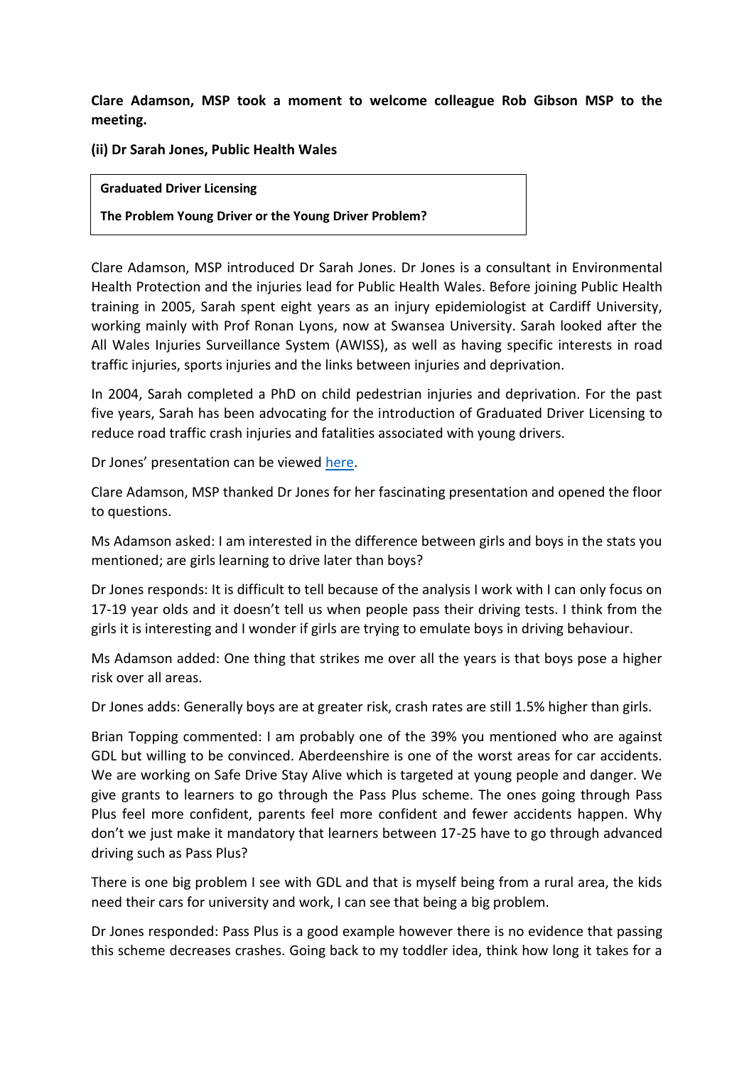**Clare Adamson, MSP took a moment to welcome colleague Rob Gibson MSP to the meeting.**

**(ii) Dr Sarah Jones, Public Health Wales**

> **Graduated Driver Licensing**
>
> **The Problem Young Driver or the Young Driver Problem?**

Clare Adamson, MSP introduced Dr Sarah Jones. Dr Jones is a consultant in Environmental Health Protection and the injuries lead for Public Health Wales. Before joining Public Health training in 2005, Sarah spent eight years as an injury epidemiologist at Cardiff University, working mainly with Prof Ronan Lyons, now at Swansea University. Sarah looked after the All Wales Injuries Surveillance System (AWISS), as well as having specific interests in road traffic injuries, sports injuries and the links between injuries and deprivation.

In 2004, Sarah completed a PhD on child pedestrian injuries and deprivation. For the past five years, Sarah has been advocating for the introduction of Graduated Driver Licensing to reduce road traffic crash injuries and fatalities associated with young drivers.

Dr Jones' presentation can be viewed here.

Clare Adamson, MSP thanked Dr Jones for her fascinating presentation and opened the floor to questions.

Ms Adamson asked: I am interested in the difference between girls and boys in the stats you mentioned; are girls learning to drive later than boys?

Dr Jones responds: It is difficult to tell because of the analysis I work with I can only focus on 17-19 year olds and it doesn't tell us when people pass their driving tests. I think from the girls it is interesting and I wonder if girls are trying to emulate boys in driving behaviour.

Ms Adamson added: One thing that strikes me over all the years is that boys pose a higher risk over all areas.

Dr Jones adds: Generally boys are at greater risk, crash rates are still 1.5% higher than girls.

Brian Topping commented: I am probably one of the 39% you mentioned who are against GDL but willing to be convinced. Aberdeenshire is one of the worst areas for car accidents. We are working on Safe Drive Stay Alive which is targeted at young people and danger. We give grants to learners to go through the Pass Plus scheme. The ones going through Pass Plus feel more confident, parents feel more confident and fewer accidents happen. Why don't we just make it mandatory that learners between 17-25 have to go through advanced driving such as Pass Plus?

There is one big problem I see with GDL and that is myself being from a rural area, the kids need their cars for university and work, I can see that being a big problem.

Dr Jones responded: Pass Plus is a good example however there is no evidence that passing this scheme decreases crashes. Going back to my toddler idea, think how long it takes for a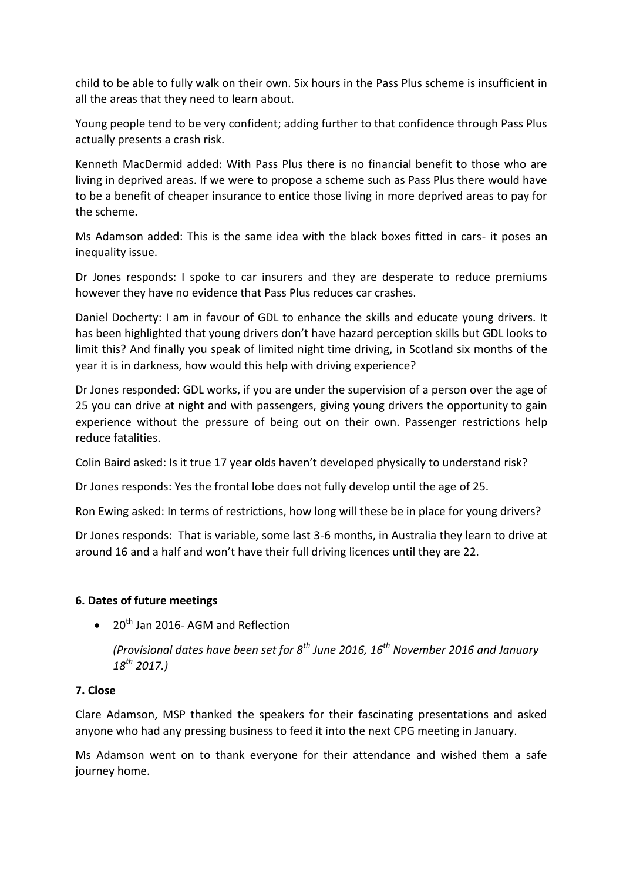child to be able to fully walk on their own. Six hours in the Pass Plus scheme is insufficient in all the areas that they need to learn about.

Young people tend to be very confident; adding further to that confidence through Pass Plus actually presents a crash risk.

Kenneth MacDermid added: With Pass Plus there is no financial benefit to those who are living in deprived areas. If we were to propose a scheme such as Pass Plus there would have to be a benefit of cheaper insurance to entice those living in more deprived areas to pay for the scheme.

Ms Adamson added: This is the same idea with the black boxes fitted in cars- it poses an inequality issue.

Dr Jones responds: I spoke to car insurers and they are desperate to reduce premiums however they have no evidence that Pass Plus reduces car crashes.

Daniel Docherty: I am in favour of GDL to enhance the skills and educate young drivers. It has been highlighted that young drivers don't have hazard perception skills but GDL looks to limit this? And finally you speak of limited night time driving, in Scotland six months of the year it is in darkness, how would this help with driving experience?

Dr Jones responded: GDL works, if you are under the supervision of a person over the age of 25 you can drive at night and with passengers, giving young drivers the opportunity to gain experience without the pressure of being out on their own. Passenger restrictions help reduce fatalities.

Colin Baird asked: Is it true 17 year olds haven't developed physically to understand risk?

Dr Jones responds: Yes the frontal lobe does not fully develop until the age of 25.

Ron Ewing asked: In terms of restrictions, how long will these be in place for young drivers?

Dr Jones responds: That is variable, some last 3-6 months, in Australia they learn to drive at around 16 and a half and won't have their full driving licences until they are 22.

**6. Dates of future meetings**

- 20th Jan 2016- AGM and Reflection

  *(Provisional dates have been set for 8th June 2016, 16th November 2016 and January 18th 2017.)*

**7. Close**

Clare Adamson, MSP thanked the speakers for their fascinating presentations and asked anyone who had any pressing business to feed it into the next CPG meeting in January.

Ms Adamson went on to thank everyone for their attendance and wished them a safe journey home.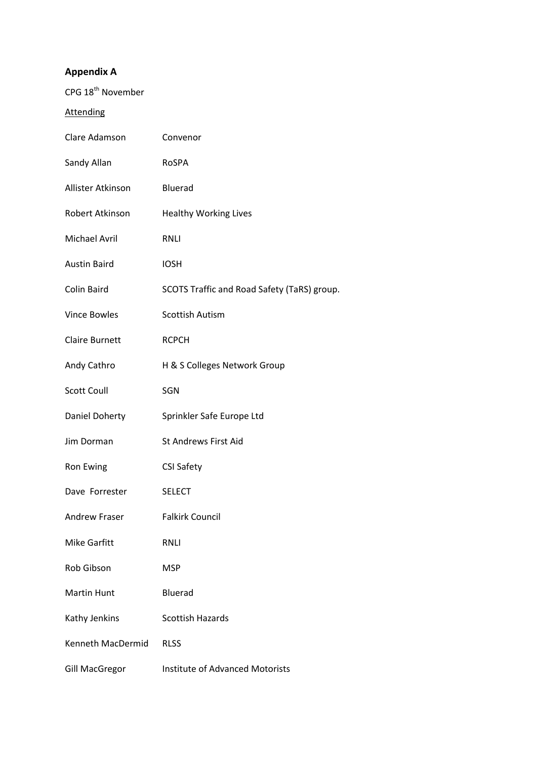**Appendix A**

CPG 18th November

Attending

| | |
|---|---|
| Clare Adamson | Convenor |
| Sandy Allan | RoSPA |
| Allister Atkinson | Bluerad |
| Robert Atkinson | Healthy Working Lives |
| Michael Avril | RNLI |
| Austin Baird | IOSH |
| Colin Baird | SCOTS Traffic and Road Safety (TaRS) group. |
| Vince Bowles | Scottish Autism |
| Claire Burnett | RCPCH |
| Andy Cathro | H & S Colleges Network Group |
| Scott Coull | SGN |
| Daniel Doherty | Sprinkler Safe Europe Ltd |
| Jim Dorman | St Andrews First Aid |
| Ron Ewing | CSI Safety |
| Dave Forrester | SELECT |
| Andrew Fraser | Falkirk Council |
| Mike Garfitt | RNLI |
| Rob Gibson | MSP |
| Martin Hunt | Bluerad |
| Kathy Jenkins | Scottish Hazards |
| Kenneth MacDermid | RLSS |
| Gill MacGregor | Institute of Advanced Motorists |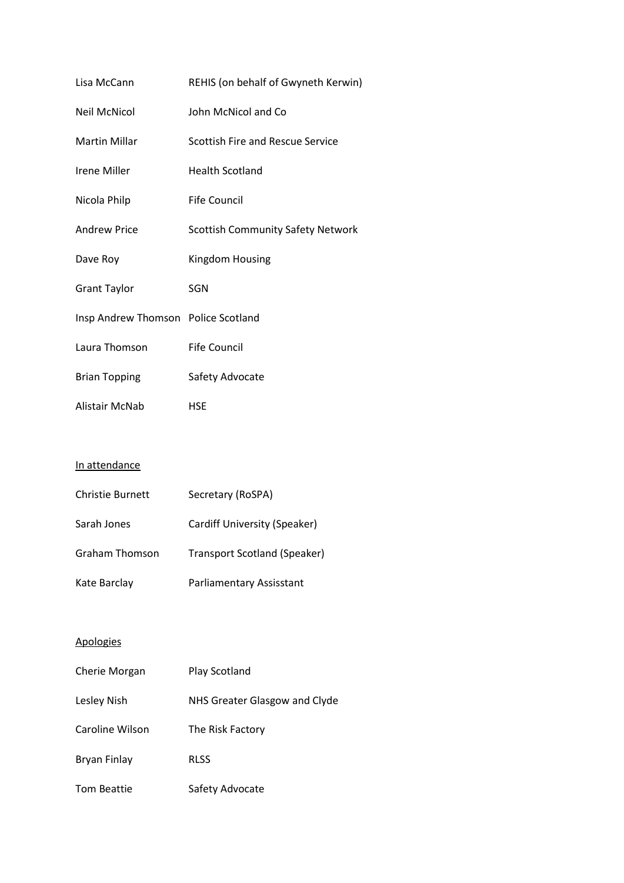| | |
|---|---|
| Lisa McCann | REHIS (on behalf of Gwyneth Kerwin) |
| Neil McNicol | John McNicol and Co |
| Martin Millar | Scottish Fire and Rescue Service |
| Irene Miller | Health Scotland |
| Nicola Philp | Fife Council |
| Andrew Price | Scottish Community Safety Network |
| Dave Roy | Kingdom Housing |
| Grant Taylor | SGN |
| Insp Andrew Thomson | Police Scotland |
| Laura Thomson | Fife Council |
| Brian Topping | Safety Advocate |
| Alistair McNab | HSE |

<u>In attendance</u>

| | |
|---|---|
| Christie Burnett | Secretary (RoSPA) |
| Sarah Jones | Cardiff University (Speaker) |
| Graham Thomson | Transport Scotland (Speaker) |
| Kate Barclay | Parliamentary Assisstant |

<u>Apologies</u>

| | |
|---|---|
| Cherie Morgan | Play Scotland |
| Lesley Nish | NHS Greater Glasgow and Clyde |
| Caroline Wilson | The Risk Factory |
| Bryan Finlay | RLSS |
| Tom Beattie | Safety Advocate |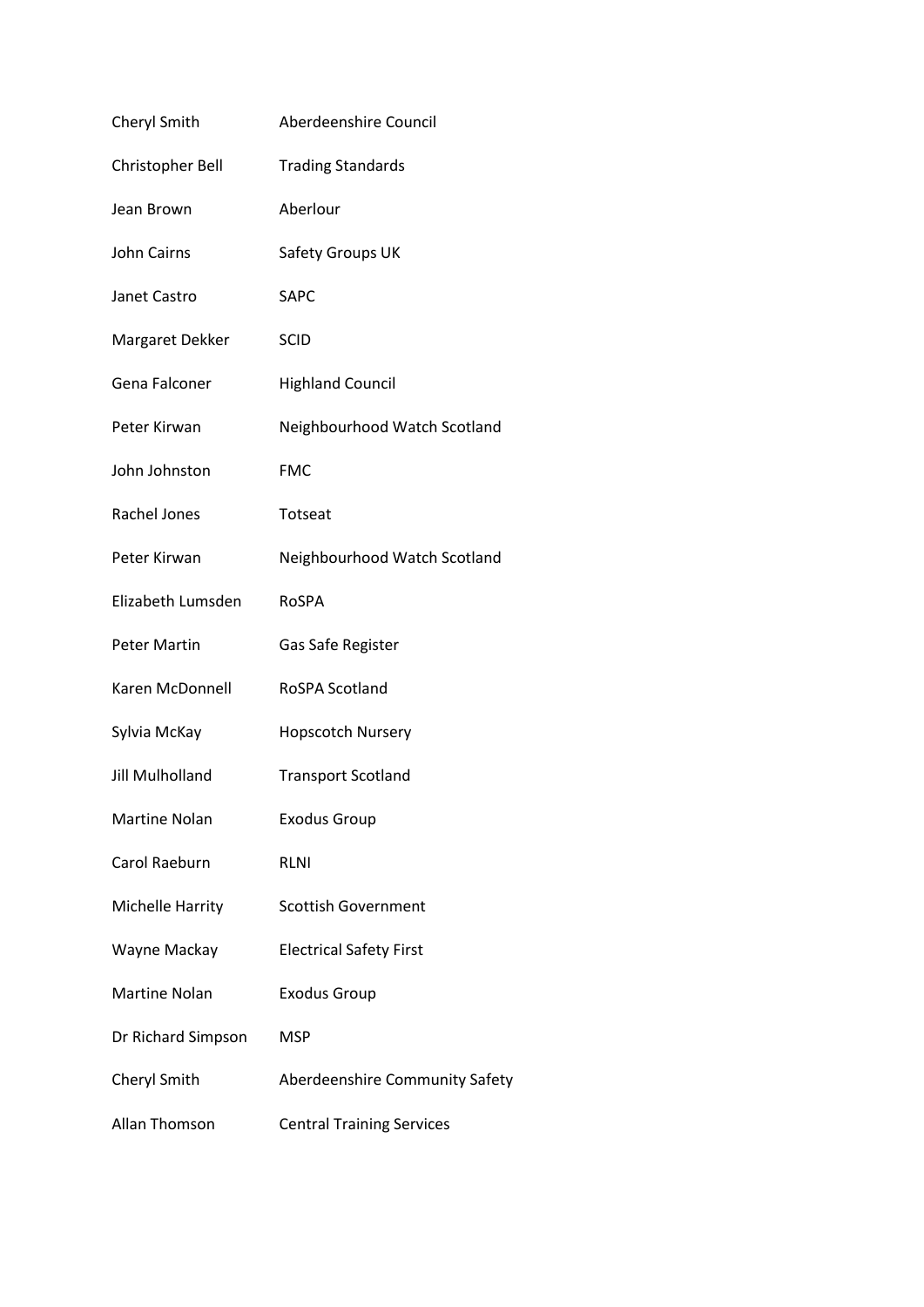| | |
|---|---|
| Cheryl Smith | Aberdeenshire Council |
| Christopher Bell | Trading Standards |
| Jean Brown | Aberlour |
| John Cairns | Safety Groups UK |
| Janet Castro | SAPC |
| Margaret Dekker | SCID |
| Gena Falconer | Highland Council |
| Peter Kirwan | Neighbourhood Watch Scotland |
| John Johnston | FMC |
| Rachel Jones | Totseat |
| Peter Kirwan | Neighbourhood Watch Scotland |
| Elizabeth Lumsden | RoSPA |
| Peter Martin | Gas Safe Register |
| Karen McDonnell | RoSPA Scotland |
| Sylvia McKay | Hopscotch Nursery |
| Jill Mulholland | Transport Scotland |
| Martine Nolan | Exodus Group |
| Carol Raeburn | RLNI |
| Michelle Harrity | Scottish Government |
| Wayne Mackay | Electrical Safety First |
| Martine Nolan | Exodus Group |
| Dr Richard Simpson | MSP |
| Cheryl Smith | Aberdeenshire Community Safety |
| Allan Thomson | Central Training Services |